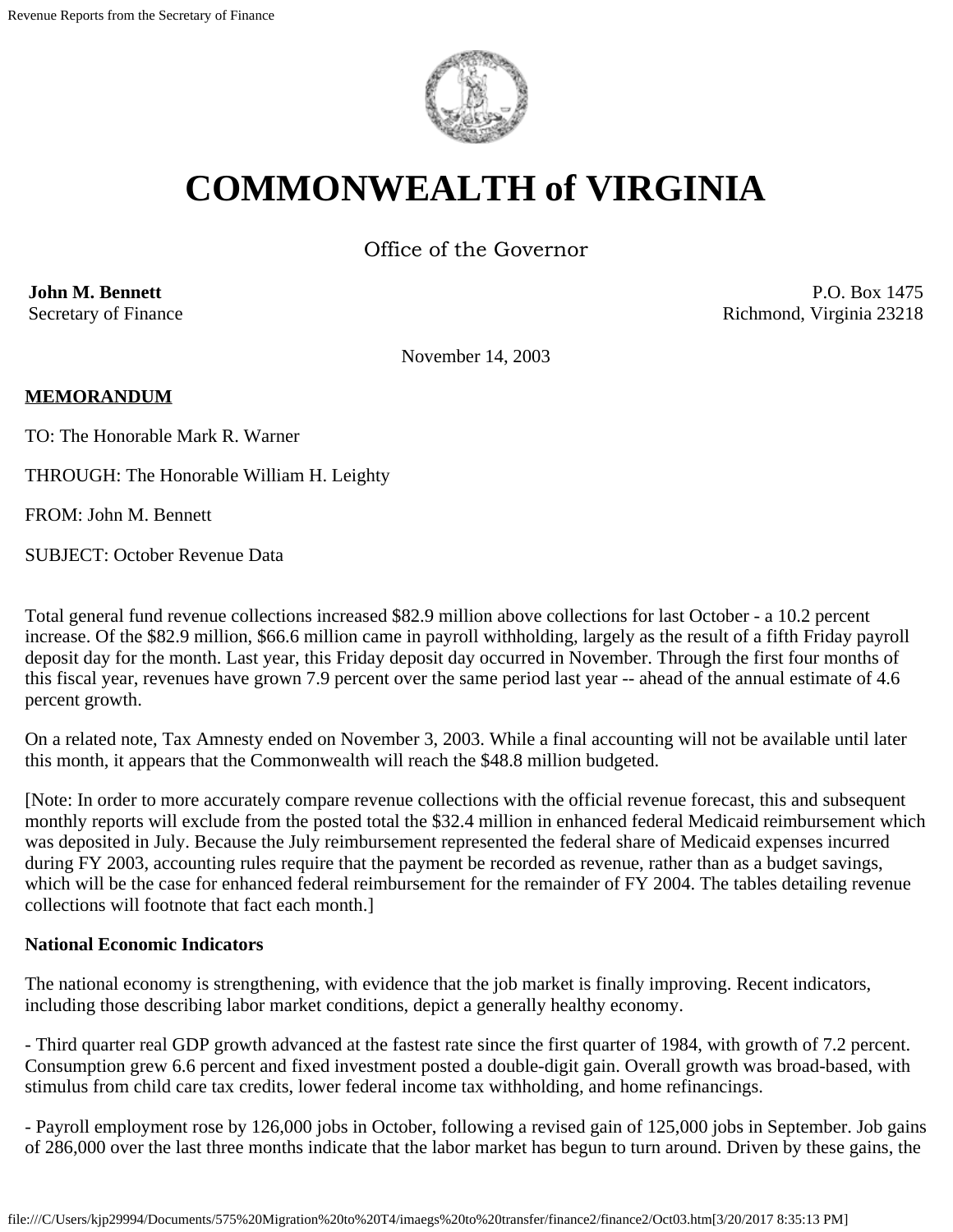# COMMONWEALTH of VIRGINIA

Office of the Governor

**John M. Bennett**
Secretary of Finance

P.O. Box 1475
Richmond, Virginia 23218

November 14, 2003

**MEMORANDUM**

TO: The Honorable Mark R. Warner

THROUGH: The Honorable William H. Leighty

FROM: John M. Bennett

SUBJECT: October Revenue Data

Total general fund revenue collections increased $82.9 million above collections for last October - a 10.2 percent increase. Of the $82.9 million, $66.6 million came in payroll withholding, largely as the result of a fifth Friday payroll deposit day for the month. Last year, this Friday deposit day occurred in November. Through the first four months of this fiscal year, revenues have grown 7.9 percent over the same period last year -- ahead of the annual estimate of 4.6 percent growth.

On a related note, Tax Amnesty ended on November 3, 2003. While a final accounting will not be available until later this month, it appears that the Commonwealth will reach the $48.8 million budgeted.

[Note: In order to more accurately compare revenue collections with the official revenue forecast, this and subsequent monthly reports will exclude from the posted total the $32.4 million in enhanced federal Medicaid reimbursement which was deposited in July. Because the July reimbursement represented the federal share of Medicaid expenses incurred during FY 2003, accounting rules require that the payment be recorded as revenue, rather than as a budget savings, which will be the case for enhanced federal reimbursement for the remainder of FY 2004. The tables detailing revenue collections will footnote that fact each month.]

**National Economic Indicators**

The national economy is strengthening, with evidence that the job market is finally improving. Recent indicators, including those describing labor market conditions, depict a generally healthy economy.

- Third quarter real GDP growth advanced at the fastest rate since the first quarter of 1984, with growth of 7.2 percent. Consumption grew 6.6 percent and fixed investment posted a double-digit gain. Overall growth was broad-based, with stimulus from child care tax credits, lower federal income tax withholding, and home refinancings.

- Payroll employment rose by 126,000 jobs in October, following a revised gain of 125,000 jobs in September. Job gains of 286,000 over the last three months indicate that the labor market has begun to turn around. Driven by these gains, the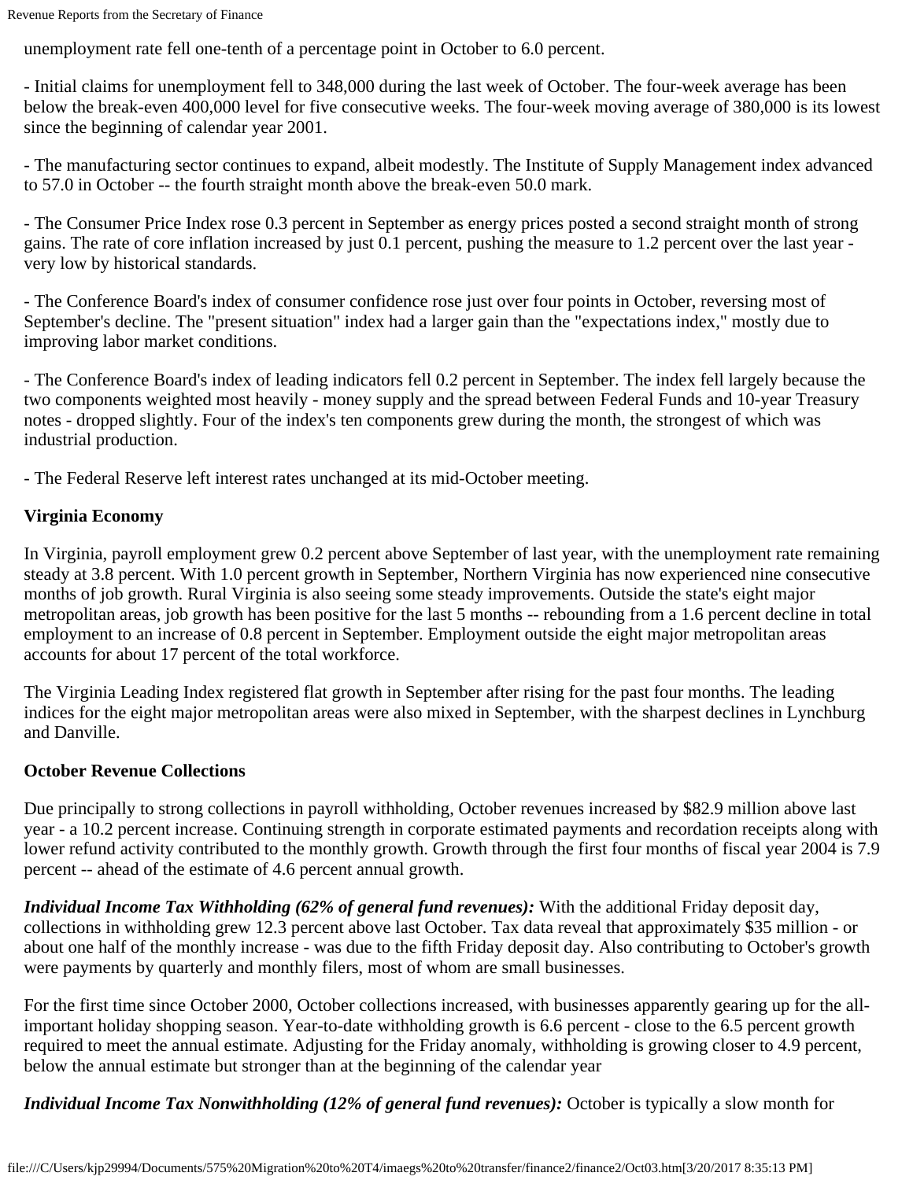unemployment rate fell one-tenth of a percentage point in October to 6.0 percent.

- Initial claims for unemployment fell to 348,000 during the last week of October. The four-week average has been below the break-even 400,000 level for five consecutive weeks. The four-week moving average of 380,000 is its lowest since the beginning of calendar year 2001.

- The manufacturing sector continues to expand, albeit modestly. The Institute of Supply Management index advanced to 57.0 in October -- the fourth straight month above the break-even 50.0 mark.

- The Consumer Price Index rose 0.3 percent in September as energy prices posted a second straight month of strong gains. The rate of core inflation increased by just 0.1 percent, pushing the measure to 1.2 percent over the last year - very low by historical standards.

- The Conference Board's index of consumer confidence rose just over four points in October, reversing most of September's decline. The "present situation" index had a larger gain than the "expectations index," mostly due to improving labor market conditions.

- The Conference Board's index of leading indicators fell 0.2 percent in September. The index fell largely because the two components weighted most heavily - money supply and the spread between Federal Funds and 10-year Treasury notes - dropped slightly. Four of the index's ten components grew during the month, the strongest of which was industrial production.

- The Federal Reserve left interest rates unchanged at its mid-October meeting.

**Virginia Economy**

In Virginia, payroll employment grew 0.2 percent above September of last year, with the unemployment rate remaining steady at 3.8 percent. With 1.0 percent growth in September, Northern Virginia has now experienced nine consecutive months of job growth. Rural Virginia is also seeing some steady improvements. Outside the state's eight major metropolitan areas, job growth has been positive for the last 5 months -- rebounding from a 1.6 percent decline in total employment to an increase of 0.8 percent in September. Employment outside the eight major metropolitan areas accounts for about 17 percent of the total workforce.

The Virginia Leading Index registered flat growth in September after rising for the past four months. The leading indices for the eight major metropolitan areas were also mixed in September, with the sharpest declines in Lynchburg and Danville.

**October Revenue Collections**

Due principally to strong collections in payroll withholding, October revenues increased by $82.9 million above last year - a 10.2 percent increase. Continuing strength in corporate estimated payments and recordation receipts along with lower refund activity contributed to the monthly growth. Growth through the first four months of fiscal year 2004 is 7.9 percent -- ahead of the estimate of 4.6 percent annual growth.

***Individual Income Tax Withholding (62% of general fund revenues):*** With the additional Friday deposit day, collections in withholding grew 12.3 percent above last October. Tax data reveal that approximately $35 million - or about one half of the monthly increase - was due to the fifth Friday deposit day. Also contributing to October's growth were payments by quarterly and monthly filers, most of whom are small businesses.

For the first time since October 2000, October collections increased, with businesses apparently gearing up for the all-important holiday shopping season. Year-to-date withholding growth is 6.6 percent - close to the 6.5 percent growth required to meet the annual estimate. Adjusting for the Friday anomaly, withholding is growing closer to 4.9 percent, below the annual estimate but stronger than at the beginning of the calendar year

***Individual Income Tax Nonwithholding (12% of general fund revenues):*** October is typically a slow month for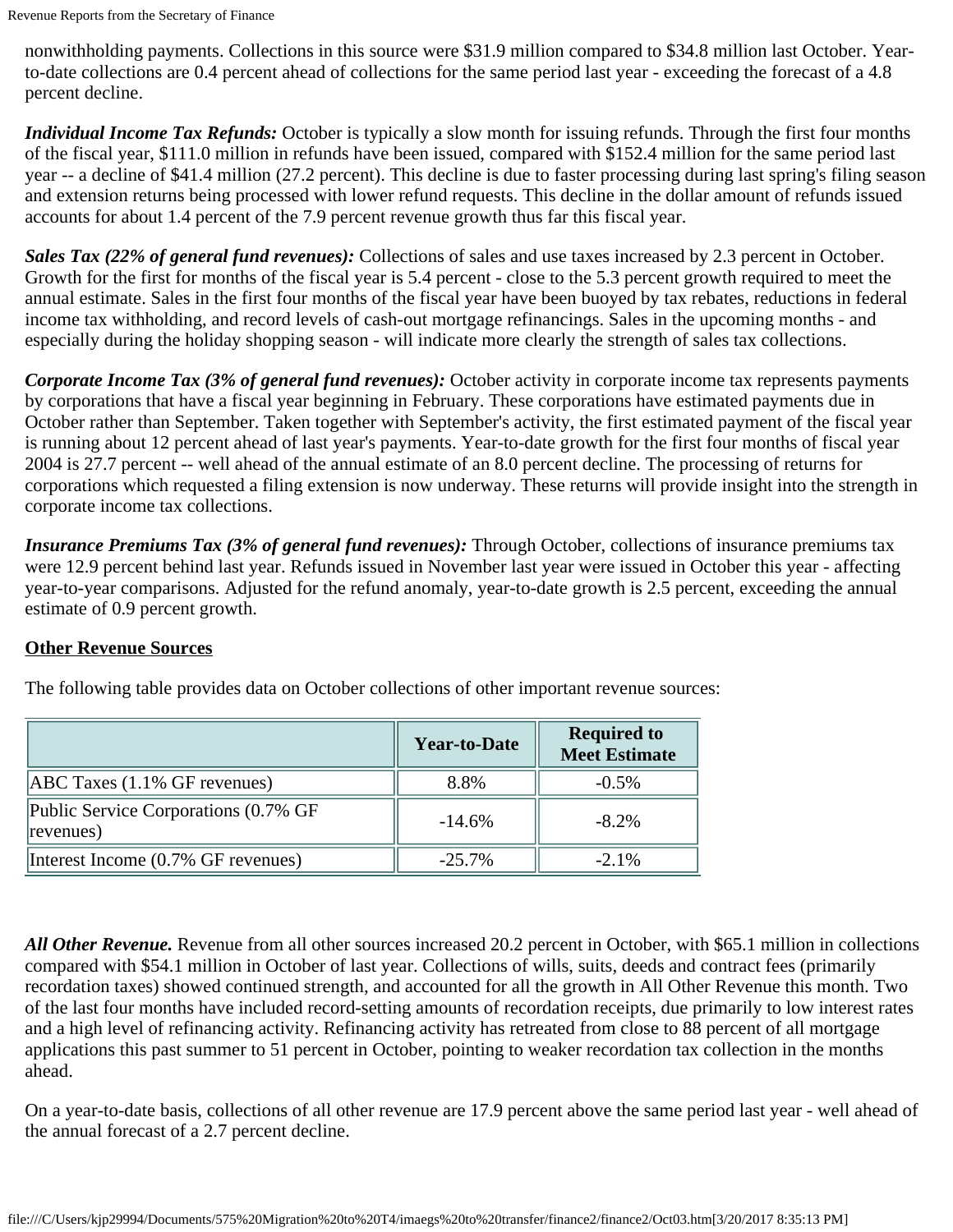nonwithholding payments. Collections in this source were $31.9 million compared to $34.8 million last October. Year-to-date collections are 0.4 percent ahead of collections for the same period last year - exceeding the forecast of a 4.8 percent decline.

***Individual Income Tax Refunds:*** October is typically a slow month for issuing refunds. Through the first four months of the fiscal year, $111.0 million in refunds have been issued, compared with $152.4 million for the same period last year -- a decline of $41.4 million (27.2 percent). This decline is due to faster processing during last spring's filing season and extension returns being processed with lower refund requests. This decline in the dollar amount of refunds issued accounts for about 1.4 percent of the 7.9 percent revenue growth thus far this fiscal year.

***Sales Tax (22% of general fund revenues):*** Collections of sales and use taxes increased by 2.3 percent in October. Growth for the first for months of the fiscal year is 5.4 percent - close to the 5.3 percent growth required to meet the annual estimate. Sales in the first four months of the fiscal year have been buoyed by tax rebates, reductions in federal income tax withholding, and record levels of cash-out mortgage refinancings. Sales in the upcoming months - and especially during the holiday shopping season - will indicate more clearly the strength of sales tax collections.

***Corporate Income Tax (3% of general fund revenues):*** October activity in corporate income tax represents payments by corporations that have a fiscal year beginning in February. These corporations have estimated payments due in October rather than September. Taken together with September's activity, the first estimated payment of the fiscal year is running about 12 percent ahead of last year's payments. Year-to-date growth for the first four months of fiscal year 2004 is 27.7 percent -- well ahead of the annual estimate of an 8.0 percent decline. The processing of returns for corporations which requested a filing extension is now underway. These returns will provide insight into the strength in corporate income tax collections.

***Insurance Premiums Tax (3% of general fund revenues):*** Through October, collections of insurance premiums tax were 12.9 percent behind last year. Refunds issued in November last year were issued in October this year - affecting year-to-year comparisons. Adjusted for the refund anomaly, year-to-date growth is 2.5 percent, exceeding the annual estimate of 0.9 percent growth.

## Other Revenue Sources

The following table provides data on October collections of other important revenue sources:

| | Year-to-Date | Required to Meet Estimate |
|---|---|---|
| ABC Taxes (1.1% GF revenues) | 8.8% | -0.5% |
| Public Service Corporations (0.7% GF revenues) | -14.6% | -8.2% |
| Interest Income (0.7% GF revenues) | -25.7% | -2.1% |

***All Other Revenue.*** Revenue from all other sources increased 20.2 percent in October, with $65.1 million in collections compared with $54.1 million in October of last year. Collections of wills, suits, deeds and contract fees (primarily recordation taxes) showed continued strength, and accounted for all the growth in All Other Revenue this month. Two of the last four months have included record-setting amounts of recordation receipts, due primarily to low interest rates and a high level of refinancing activity. Refinancing activity has retreated from close to 88 percent of all mortgage applications this past summer to 51 percent in October, pointing to weaker recordation tax collection in the months ahead.

On a year-to-date basis, collections of all other revenue are 17.9 percent above the same period last year - well ahead of the annual forecast of a 2.7 percent decline.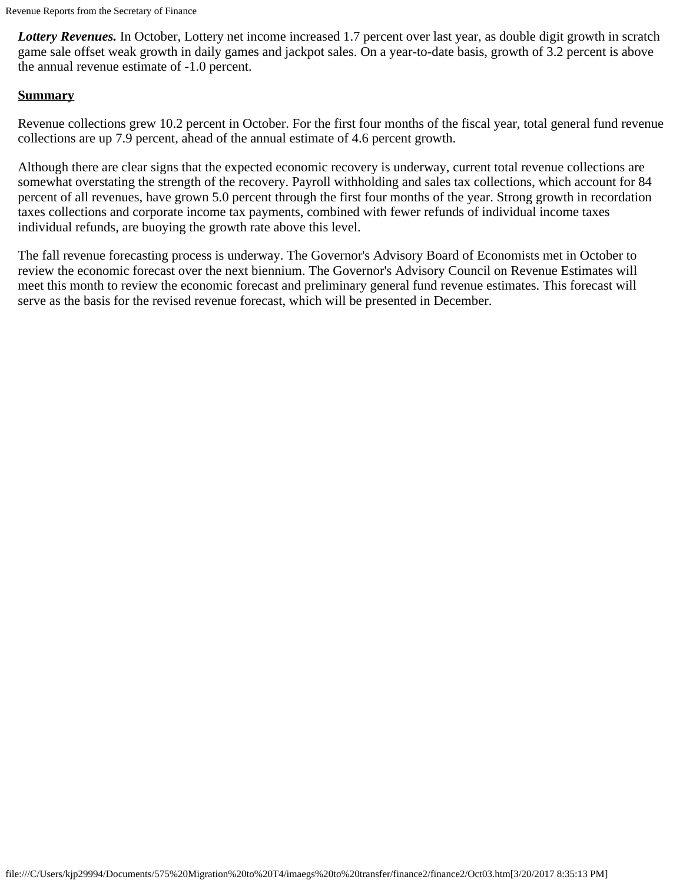***Lottery Revenues.*** In October, Lottery net income increased 1.7 percent over last year, as double digit growth in scratch game sale offset weak growth in daily games and jackpot sales. On a year-to-date basis, growth of 3.2 percent is above the annual revenue estimate of -1.0 percent.

**Summary**

Revenue collections grew 10.2 percent in October. For the first four months of the fiscal year, total general fund revenue collections are up 7.9 percent, ahead of the annual estimate of 4.6 percent growth.

Although there are clear signs that the expected economic recovery is underway, current total revenue collections are somewhat overstating the strength of the recovery. Payroll withholding and sales tax collections, which account for 84 percent of all revenues, have grown 5.0 percent through the first four months of the year. Strong growth in recordation taxes collections and corporate income tax payments, combined with fewer refunds of individual income taxes individual refunds, are buoying the growth rate above this level.

The fall revenue forecasting process is underway. The Governor's Advisory Board of Economists met in October to review the economic forecast over the next biennium. The Governor's Advisory Council on Revenue Estimates will meet this month to review the economic forecast and preliminary general fund revenue estimates. This forecast will serve as the basis for the revised revenue forecast, which will be presented in December.